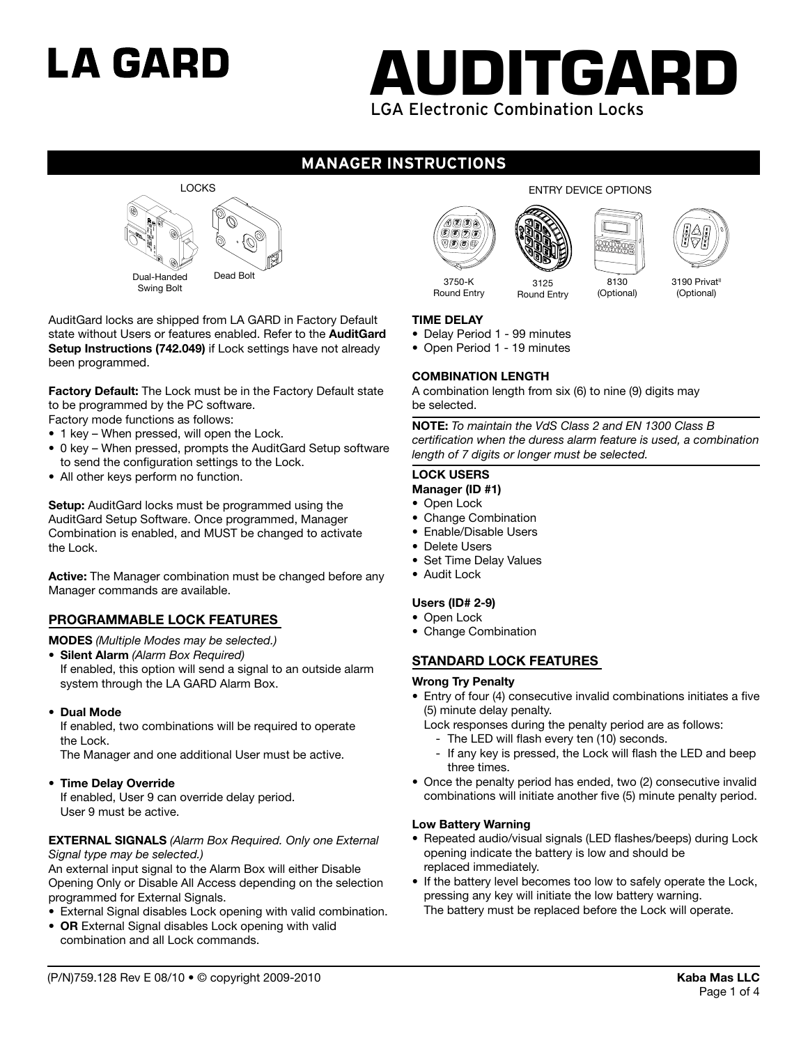# LA GARD

# AUDITGARD

LGA Electronic Combination Locks

## MANAGER INSTRUCTIONS

LOCKS

Dual-Handed Swing Bolt

Dead Bolt

ENTRY DEVICE OPTIONS

3750-K Round Entry

3125 Round Entry

8130 (Optional)

3190 Privat[II] (Optional)

AuditGard locks are shipped from LA GARD in Factory Default state without Users or features enabled. Refer to the **AuditGard Setup Instructions (742.049)** if Lock settings have not already been programmed.

**Factory Default:** The Lock must be in the Factory Default state to be programmed by the PC software.
Factory mode functions as follows:

- 1 key – When pressed, will open the Lock.
- 0 key – When pressed, prompts the AuditGard Setup software to send the configuration settings to the Lock.
- All other keys perform no function.

**Setup:** AuditGard locks must be programmed using the AuditGard Setup Software. Once programmed, Manager Combination is enabled, and MUST be changed to activate the Lock.

**Active:** The Manager combination must be changed before any Manager commands are available.

### PROGRAMMABLE LOCK FEATURES

**MODES** *(Multiple Modes may be selected.)*

- **Silent Alarm** *(Alarm Box Required)*
  If enabled, this option will send a signal to an outside alarm system through the LA GARD Alarm Box.

- **Dual Mode**
  If enabled, two combinations will be required to operate the Lock.
  The Manager and one additional User must be active.

- **Time Delay Override**
  If enabled, User 9 can override delay period.
  User 9 must be active.

**EXTERNAL SIGNALS** *(Alarm Box Required. Only one External Signal type may be selected.)*

An external input signal to the Alarm Box will either Disable Opening Only or Disable All Access depending on the selection programmed for External Signals.

- External Signal disables Lock opening with valid combination.
- **OR** External Signal disables Lock opening with valid combination and all Lock commands.

**TIME DELAY**

- Delay Period 1 - 99 minutes
- Open Period 1 - 19 minutes

**COMBINATION LENGTH**

A combination length from six (6) to nine (9) digits may be selected.

**NOTE:** *To maintain the VdS Class 2 and EN 1300 Class B certification when the duress alarm feature is used, a combination length of 7 digits or longer must be selected.*

**LOCK USERS**

**Manager (ID #1)**

- Open Lock
- Change Combination
- Enable/Disable Users
- Delete Users
- Set Time Delay Values
- Audit Lock

**Users (ID# 2-9)**

- Open Lock
- Change Combination

### STANDARD LOCK FEATURES

**Wrong Try Penalty**

- Entry of four (4) consecutive invalid combinations initiates a five (5) minute delay penalty.
  Lock responses during the penalty period are as follows:
  - The LED will flash every ten (10) seconds.
  - If any key is pressed, the Lock will flash the LED and beep three times.
- Once the penalty period has ended, two (2) consecutive invalid combinations will initiate another five (5) minute penalty period.

**Low Battery Warning**

- Repeated audio/visual signals (LED flashes/beeps) during Lock opening indicate the battery is low and should be replaced immediately.
- If the battery level becomes too low to safely operate the Lock, pressing any key will initiate the low battery warning.
  The battery must be replaced before the Lock will operate.

(P/N)759.128 Rev E 08/10 • © copyright 2009-2010

Kaba Mas LLC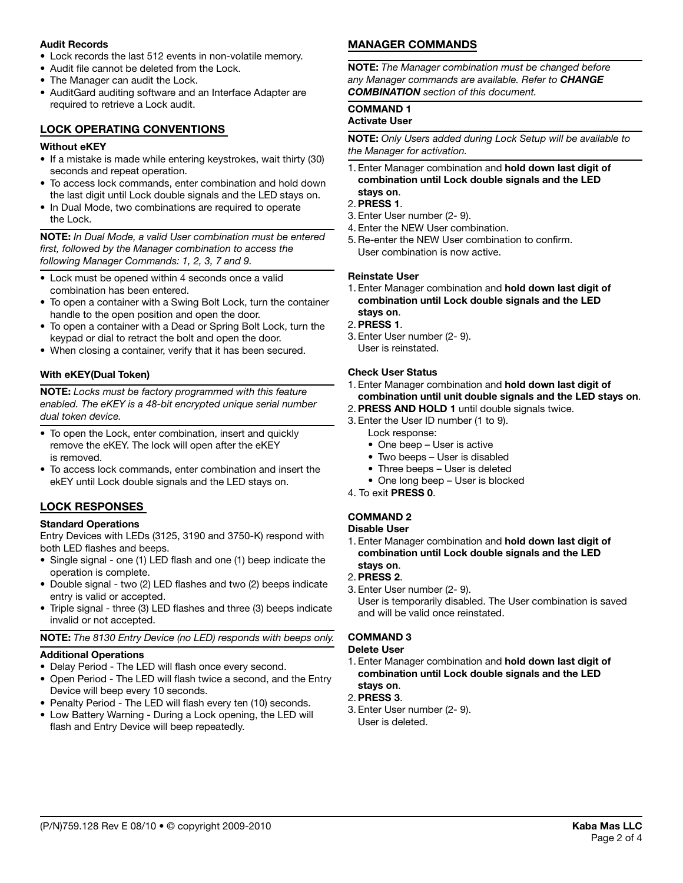### Audit Records

- Lock records the last 512 events in non-volatile memory.
- Audit file cannot be deleted from the Lock.
- The Manager can audit the Lock.
- AuditGard auditing software and an Interface Adapter are required to retrieve a Lock audit.

## LOCK OPERATING CONVENTIONS

### Without eKEY

- If a mistake is made while entering keystrokes, wait thirty (30) seconds and repeat operation.
- To access lock commands, enter combination and hold down the last digit until Lock double signals and the LED stays on.
- In Dual Mode, two combinations are required to operate the Lock.

**NOTE:** *In Dual Mode, a valid User combination must be entered first, followed by the Manager combination to access the following Manager Commands: 1, 2, 3, 7 and 9.*

- Lock must be opened within 4 seconds once a valid combination has been entered.
- To open a container with a Swing Bolt Lock, turn the container handle to the open position and open the door.
- To open a container with a Dead or Spring Bolt Lock, turn the keypad or dial to retract the bolt and open the door.
- When closing a container, verify that it has been secured.

### With eKEY(Dual Token)

**NOTE:** *Locks must be factory programmed with this feature enabled. The eKEY is a 48-bit encrypted unique serial number dual token device.*

- To open the Lock, enter combination, insert and quickly remove the eKEY. The lock will open after the eKEY is removed.
- To access lock commands, enter combination and insert the ekEY until Lock double signals and the LED stays on.

## LOCK RESPONSES

### Standard Operations

Entry Devices with LEDs (3125, 3190 and 3750-K) respond with both LED flashes and beeps.

- Single signal - one (1) LED flash and one (1) beep indicate the operation is complete.
- Double signal - two (2) LED flashes and two (2) beeps indicate entry is valid or accepted.
- Triple signal - three (3) LED flashes and three (3) beeps indicate invalid or not accepted.

**NOTE:** *The 8130 Entry Device (no LED) responds with beeps only.*

### Additional Operations

- Delay Period - The LED will flash once every second.
- Open Period - The LED will flash twice a second, and the Entry Device will beep every 10 seconds.
- Penalty Period - The LED will flash every ten (10) seconds.
- Low Battery Warning - During a Lock opening, the LED will flash and Entry Device will beep repeatedly.

## MANAGER COMMANDS

**NOTE:** *The Manager combination must be changed before any Manager commands are available. Refer to **CHANGE COMBINATION** section of this document.*

### COMMAND 1
### Activate User

**NOTE:** *Only Users added during Lock Setup will be available to the Manager for activation.*

1. Enter Manager combination and **hold down last digit of combination until Lock double signals and the LED stays on**.
2. **PRESS 1**.
3. Enter User number (2- 9).
4. Enter the NEW User combination.
5. Re-enter the NEW User combination to confirm.
   User combination is now active.

### Reinstate User

1. Enter Manager combination and **hold down last digit of combination until Lock double signals and the LED stays on**.
2. **PRESS 1**.
3. Enter User number (2- 9).
   User is reinstated.

### Check User Status

1. Enter Manager combination and **hold down last digit of combination until unit double signals and the LED stays on**.
2. **PRESS AND HOLD 1** until double signals twice.
3. Enter the User ID number (1 to 9).
   Lock response:
   - One beep – User is active
   - Two beeps – User is disabled
   - Three beeps – User is deleted
   - One long beep – User is blocked
4. To exit **PRESS 0**.

### COMMAND 2
### Disable User

1. Enter Manager combination and **hold down last digit of combination until Lock double signals and the LED stays on**.
2. **PRESS 2**.
3. Enter User number (2- 9).
   User is temporarily disabled. The User combination is saved and will be valid once reinstated.

### COMMAND 3
### Delete User

1. Enter Manager combination and **hold down last digit of combination until Lock double signals and the LED stays on**.
2. **PRESS 3**.
3. Enter User number (2- 9).
   User is deleted.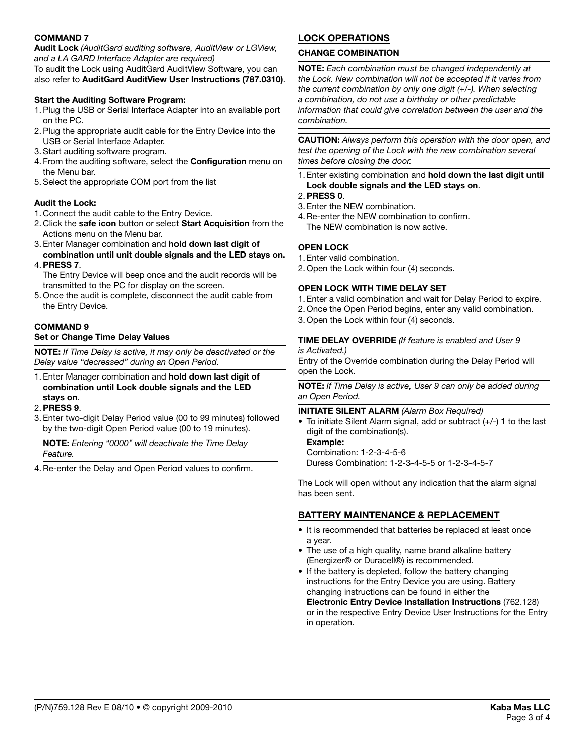### COMMAND 7

**Audit Lock** *(AuditGard auditing software, AuditView or LGView, and a LA GARD Interface Adapter are required)*

To audit the Lock using AuditGard AuditView Software, you can also refer to **AuditGard AuditView User Instructions (787.0310)**.

**Start the Auditing Software Program:**

1. Plug the USB or Serial Interface Adapter into an available port on the PC.
2. Plug the appropriate audit cable for the Entry Device into the USB or Serial Interface Adapter.
3. Start auditing software program.
4. From the auditing software, select the **Configuration** menu on the Menu bar.
5. Select the appropriate COM port from the list

**Audit the Lock:**

1. Connect the audit cable to the Entry Device.
2. Click the **safe icon** button or select **Start Acquisition** from the Actions menu on the Menu bar.
3. Enter Manager combination and **hold down last digit of combination until unit double signals and the LED stays on.**
4. **PRESS 7**.
   The Entry Device will beep once and the audit records will be transmitted to the PC for display on the screen.
5. Once the audit is complete, disconnect the audit cable from the Entry Device.

### COMMAND 9

**Set or Change Time Delay Values**

**NOTE:** *If Time Delay is active, it may only be deactivated or the Delay value "decreased" during an Open Period.*

1. Enter Manager combination and **hold down last digit of combination until Lock double signals and the LED stays on**.
2. **PRESS 9**.
3. Enter two-digit Delay Period value (00 to 99 minutes) followed by the two-digit Open Period value (00 to 19 minutes).

   **NOTE:** *Entering "0000" will deactivate the Time Delay Feature.*

4. Re-enter the Delay and Open Period values to confirm.

## LOCK OPERATIONS

### CHANGE COMBINATION

**NOTE:** *Each combination must be changed independently at the Lock. New combination will not be accepted if it varies from the current combination by only one digit (+/-). When selecting a combination, do not use a birthday or other predictable information that could give correlation between the user and the combination.*

**CAUTION:** *Always perform this operation with the door open, and test the opening of the Lock with the new combination several times before closing the door.*

1. Enter existing combination and **hold down the last digit until Lock double signals and the LED stays on**.
2. **PRESS 0**.
3. Enter the NEW combination.
4. Re-enter the NEW combination to confirm.
   The NEW combination is now active.

### OPEN LOCK

1. Enter valid combination.
2. Open the Lock within four (4) seconds.

### OPEN LOCK WITH TIME DELAY SET

1. Enter a valid combination and wait for Delay Period to expire.
2. Once the Open Period begins, enter any valid combination.
3. Open the Lock within four (4) seconds.

### TIME DELAY OVERRIDE *(If feature is enabled and User 9 is Activated.)*

Entry of the Override combination during the Delay Period will open the Lock.

**NOTE:** *If Time Delay is active, User 9 can only be added during an Open Period.*

### INITIATE SILENT ALARM *(Alarm Box Required)*

- To initiate Silent Alarm signal, add or subtract (+/-) 1 to the last digit of the combination(s).

  **Example:**
  Combination: 1-2-3-4-5-6
  Duress Combination: 1-2-3-4-5-5 or 1-2-3-4-5-7

The Lock will open without any indication that the alarm signal has been sent.

## BATTERY MAINTENANCE & REPLACEMENT

- It is recommended that batteries be replaced at least once a year.
- The use of a high quality, name brand alkaline battery (Energizer® or Duracell®) is recommended.
- If the battery is depleted, follow the battery changing instructions for the Entry Device you are using. Battery changing instructions can be found in either the **Electronic Entry Device Installation Instructions** (762.128) or in the respective Entry Device User Instructions for the Entry in operation.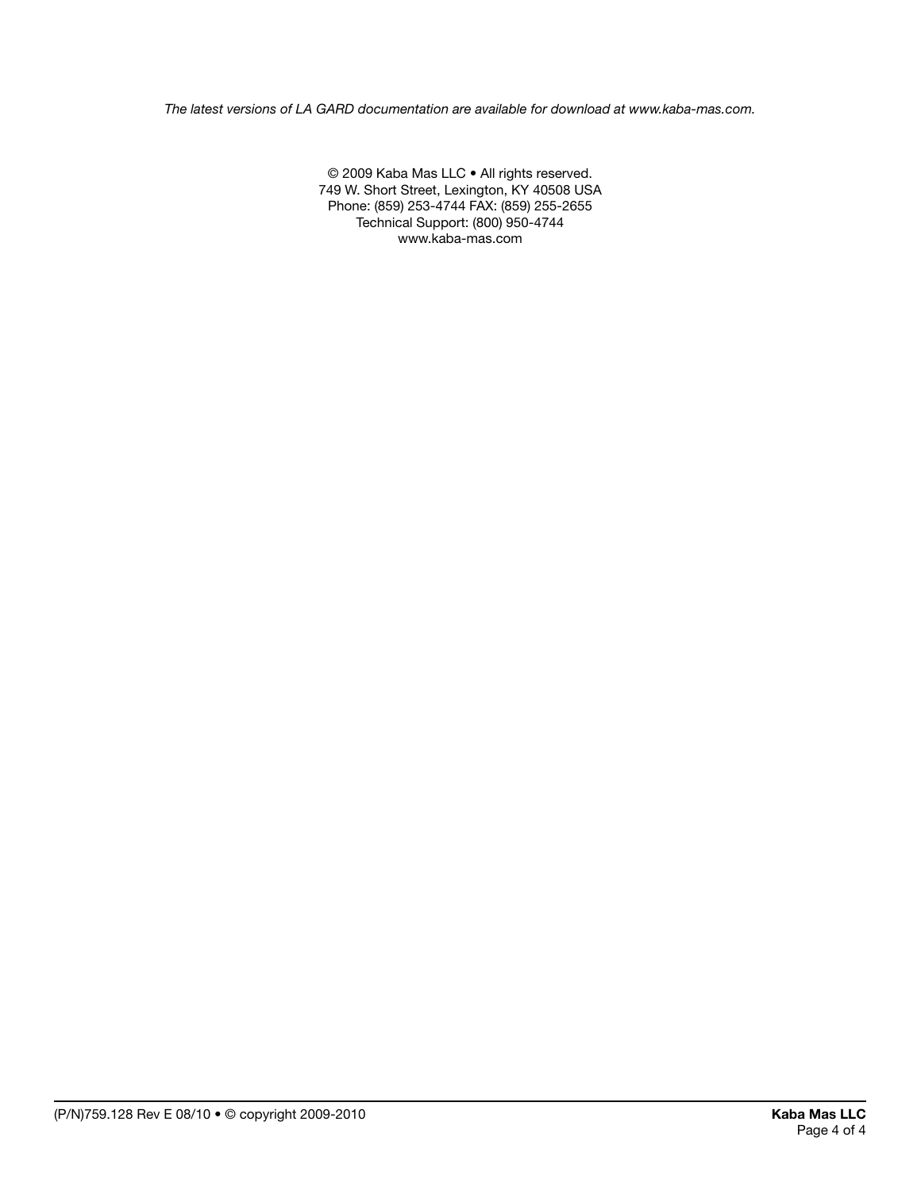*The latest versions of LA GARD documentation are available for download at www.kaba-mas.com.*

© 2009 Kaba Mas LLC • All rights reserved.
749 W. Short Street, Lexington, KY 40508 USA
Phone: (859) 253-4744 FAX: (859) 255-2655
Technical Support: (800) 950-4744
www.kaba-mas.com